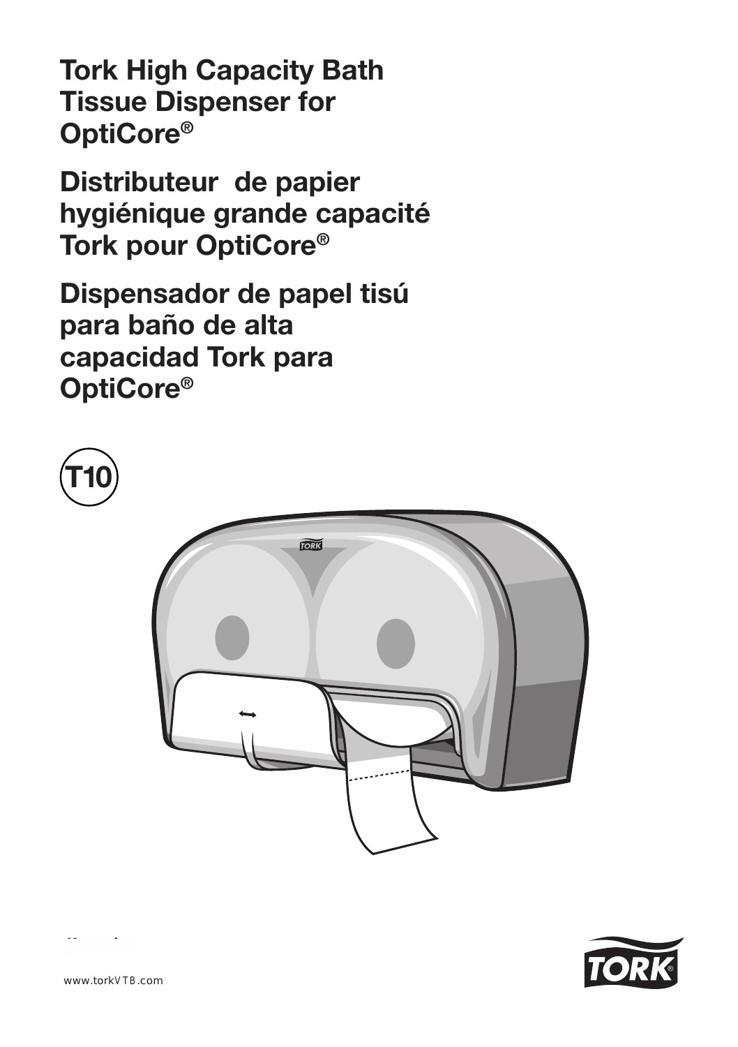# Tork High Capacity Bath Tissue Dispenser for OptiCore®

# Distributeur de papier hygiénique grande capacité Tork pour OptiCore®

# Dispensador de papel tisú para baño de alta capacidad Tork para OptiCore®

T10

www.torkVTB.com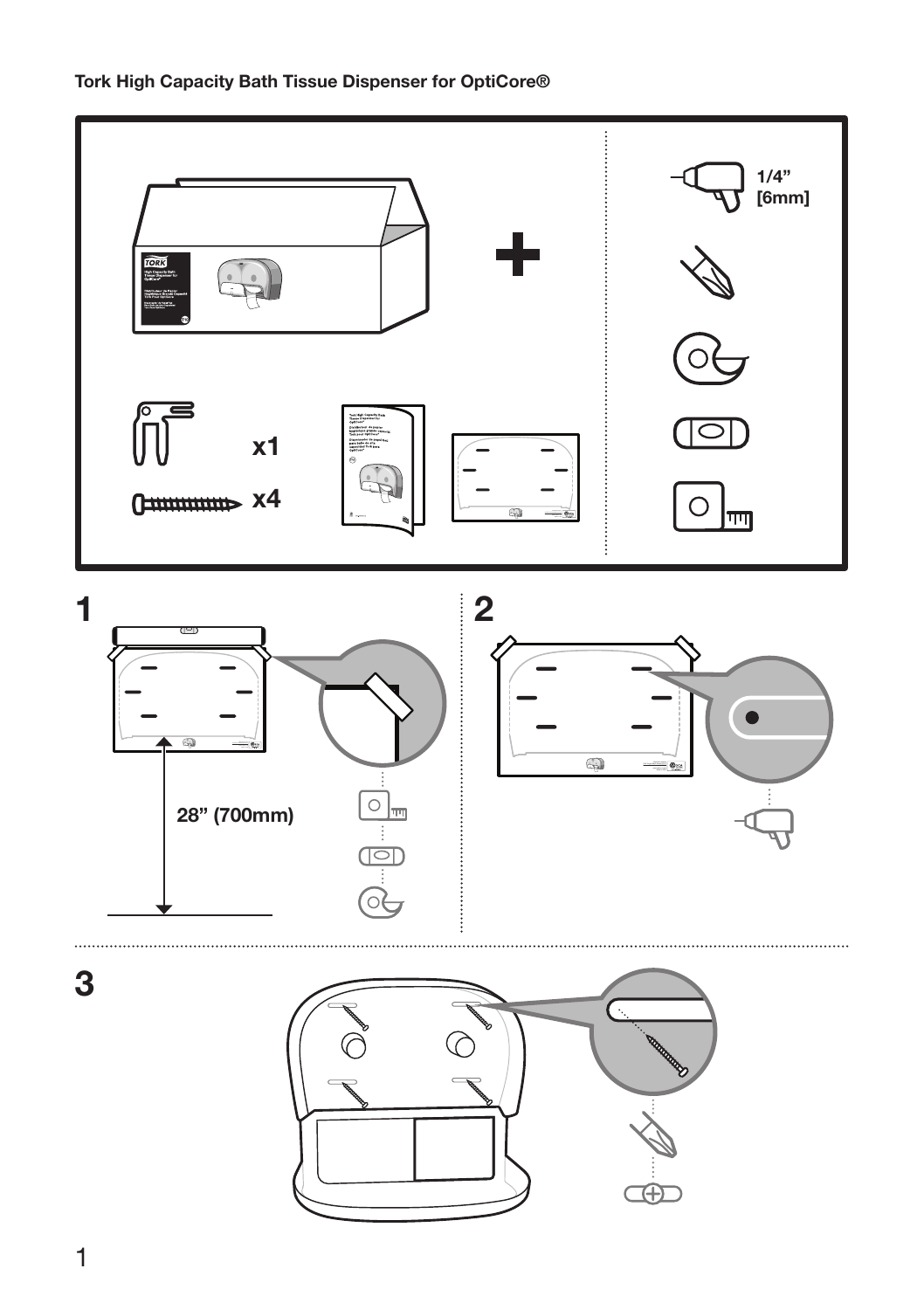**Tork High Capacity Bath Tissue Dispenser for OptiCore®**

x1

x4

1/4"
[6mm]

1

28" (700mm)

2

3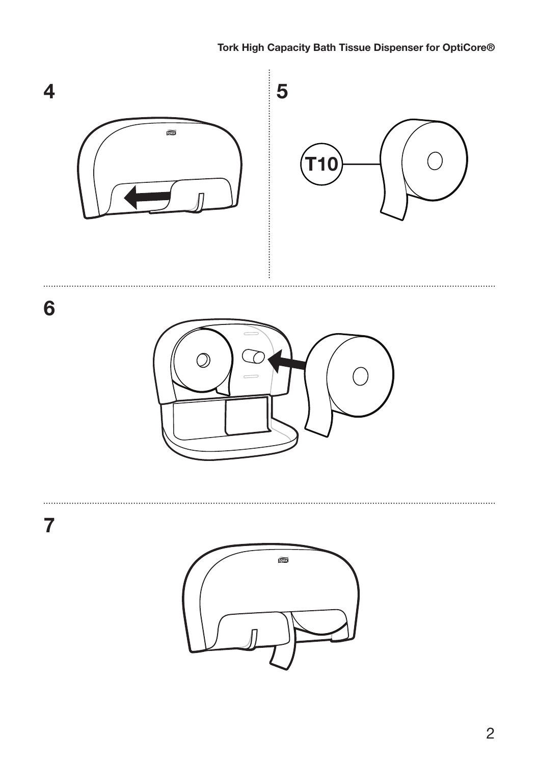4

5

T10

6

7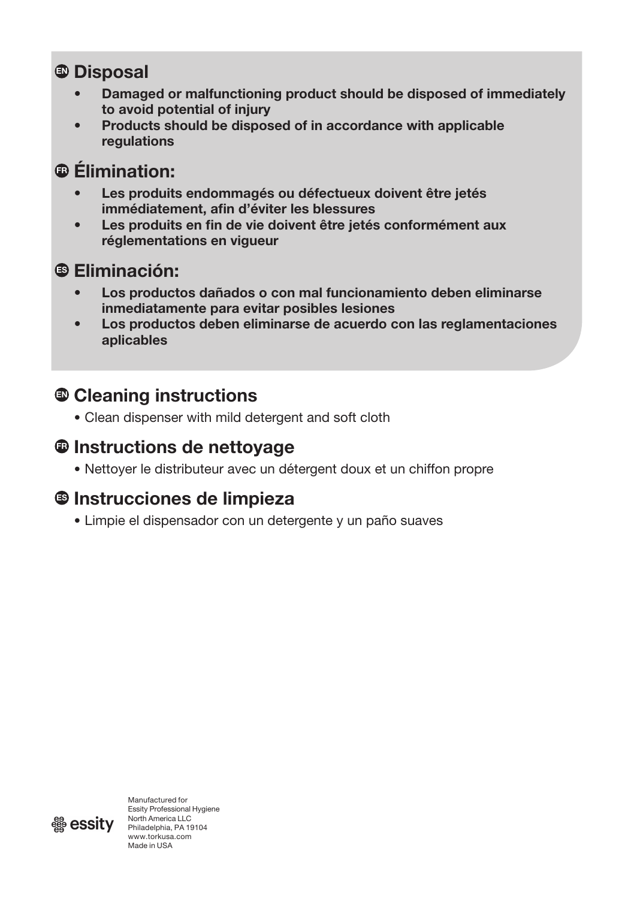## EN Disposal

- **Damaged or malfunctioning product should be disposed of immediately to avoid potential of injury**
- **Products should be disposed of in accordance with applicable regulations**

## FR Élimination:

- **Les produits endommagés ou défectueux doivent être jetés immédiatement, afin d'éviter les blessures**
- **Les produits en fin de vie doivent être jetés conformément aux réglementations en vigueur**

## ES Eliminación:

- **Los productos dañados o con mal funcionamiento deben eliminarse inmediatamente para evitar posibles lesiones**
- **Los productos deben eliminarse de acuerdo con las reglamentaciones aplicables**

## EN Cleaning instructions

- Clean dispenser with mild detergent and soft cloth

## FR Instructions de nettoyage

- Nettoyer le distributeur avec un détergent doux et un chiffon propre

## ES Instrucciones de limpieza

- Limpie el dispensador con un detergente y un paño suaves

essity

Manufactured for
Essity Professional Hygiene
North America LLC
Philadelphia, PA 19104
www.torkusa.com
Made in USA